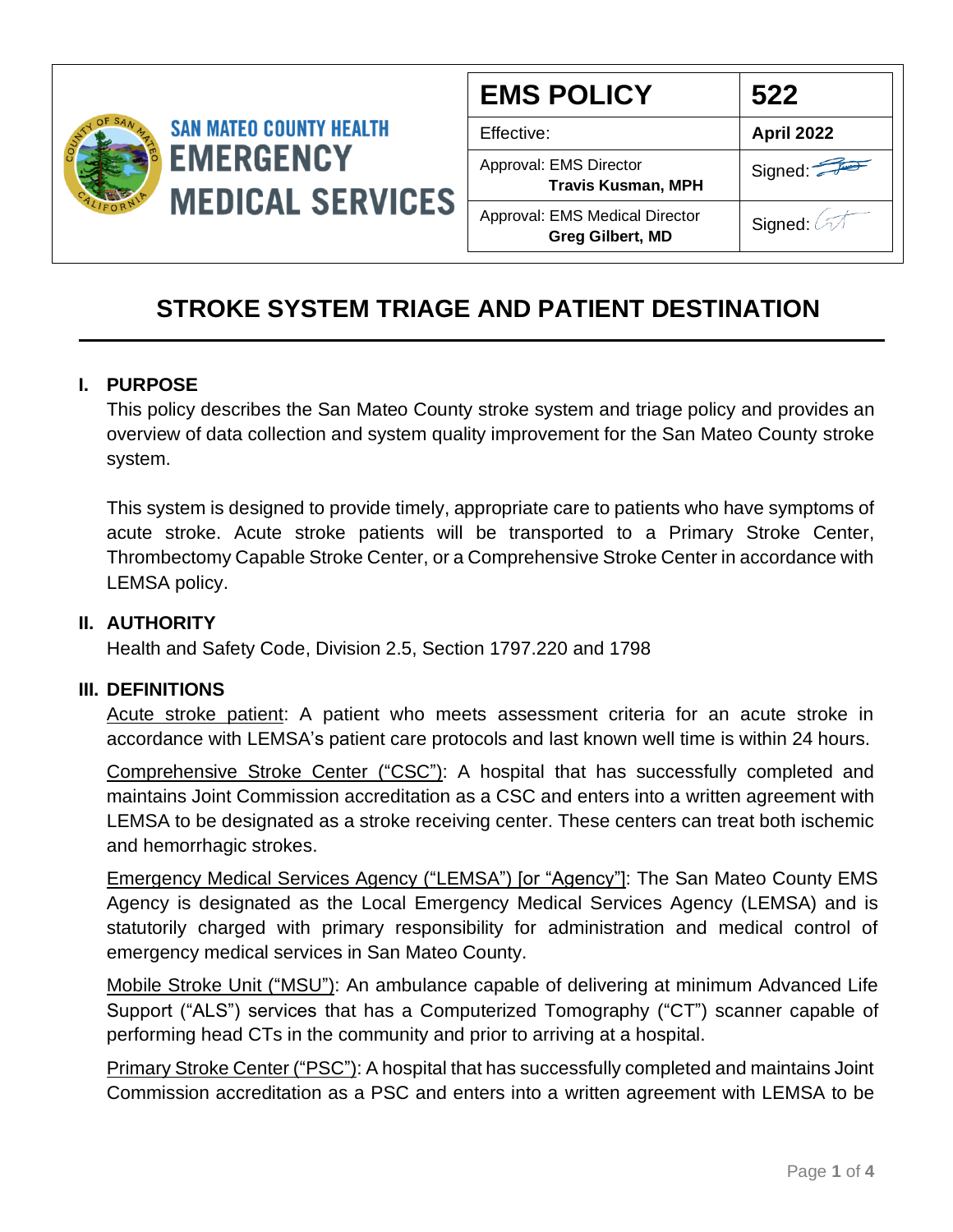**SAN MATEO COUNTY HEALTH**
**EMERGENCY MEDICAL SERVICES**

| EMS POLICY | 522 |
|---|---|
| Effective: | **April 2022** |
| Approval: EMS Director **Travis Kusman, MPH** | Signed: |
| Approval: EMS Medical Director **Greg Gilbert, MD** | Signed: |

# STROKE SYSTEM TRIAGE AND PATIENT DESTINATION

## I. PURPOSE

This policy describes the San Mateo County stroke system and triage policy and provides an overview of data collection and system quality improvement for the San Mateo County stroke system.

This system is designed to provide timely, appropriate care to patients who have symptoms of acute stroke. Acute stroke patients will be transported to a Primary Stroke Center, Thrombectomy Capable Stroke Center, or a Comprehensive Stroke Center in accordance with LEMSA policy.

## II. AUTHORITY

Health and Safety Code, Division 2.5, Section 1797.220 and 1798

## III. DEFINITIONS

<u>Acute stroke patient</u>: A patient who meets assessment criteria for an acute stroke in accordance with LEMSA's patient care protocols and last known well time is within 24 hours.

<u>Comprehensive Stroke Center ("CSC")</u>: A hospital that has successfully completed and maintains Joint Commission accreditation as a CSC and enters into a written agreement with LEMSA to be designated as a stroke receiving center. These centers can treat both ischemic and hemorrhagic strokes.

<u>Emergency Medical Services Agency ("LEMSA") [or "Agency"]</u>: The San Mateo County EMS Agency is designated as the Local Emergency Medical Services Agency (LEMSA) and is statutorily charged with primary responsibility for administration and medical control of emergency medical services in San Mateo County.

<u>Mobile Stroke Unit ("MSU")</u>: An ambulance capable of delivering at minimum Advanced Life Support ("ALS") services that has a Computerized Tomography ("CT") scanner capable of performing head CTs in the community and prior to arriving at a hospital.

<u>Primary Stroke Center ("PSC")</u>: A hospital that has successfully completed and maintains Joint Commission accreditation as a PSC and enters into a written agreement with LEMSA to be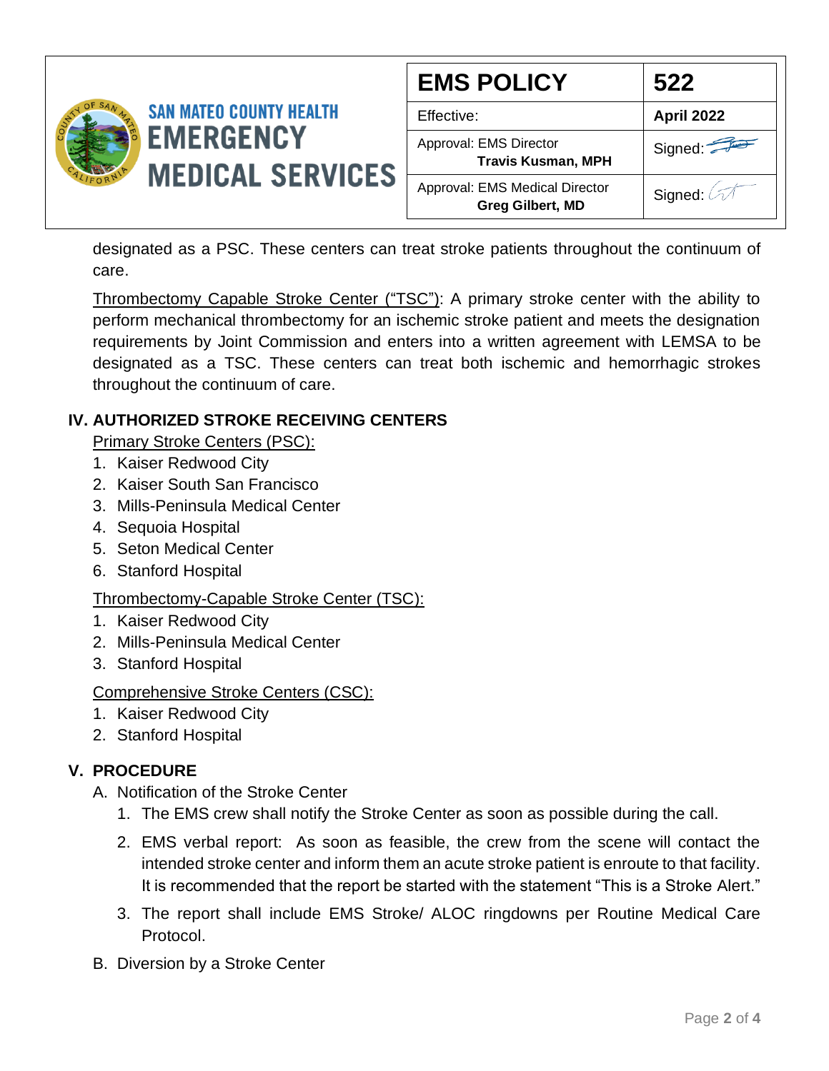designated as a PSC. These centers can treat stroke patients throughout the continuum of care.

Thrombectomy Capable Stroke Center ("TSC"): A primary stroke center with the ability to perform mechanical thrombectomy for an ischemic stroke patient and meets the designation requirements by Joint Commission and enters into a written agreement with LEMSA to be designated as a TSC. These centers can treat both ischemic and hemorrhagic strokes throughout the continuum of care.

## IV. AUTHORIZED STROKE RECEIVING CENTERS

Primary Stroke Centers (PSC):

1. Kaiser Redwood City
2. Kaiser South San Francisco
3. Mills-Peninsula Medical Center
4. Sequoia Hospital
5. Seton Medical Center
6. Stanford Hospital

Thrombectomy-Capable Stroke Center (TSC):

1. Kaiser Redwood City
2. Mills-Peninsula Medical Center
3. Stanford Hospital

Comprehensive Stroke Centers (CSC):

1. Kaiser Redwood City
2. Stanford Hospital

## V. PROCEDURE

A. Notification of the Stroke Center

1. The EMS crew shall notify the Stroke Center as soon as possible during the call.
2. EMS verbal report: As soon as feasible, the crew from the scene will contact the intended stroke center and inform them an acute stroke patient is enroute to that facility. It is recommended that the report be started with the statement "This is a Stroke Alert."
3. The report shall include EMS Stroke/ ALOC ringdowns per Routine Medical Care Protocol.

B. Diversion by a Stroke Center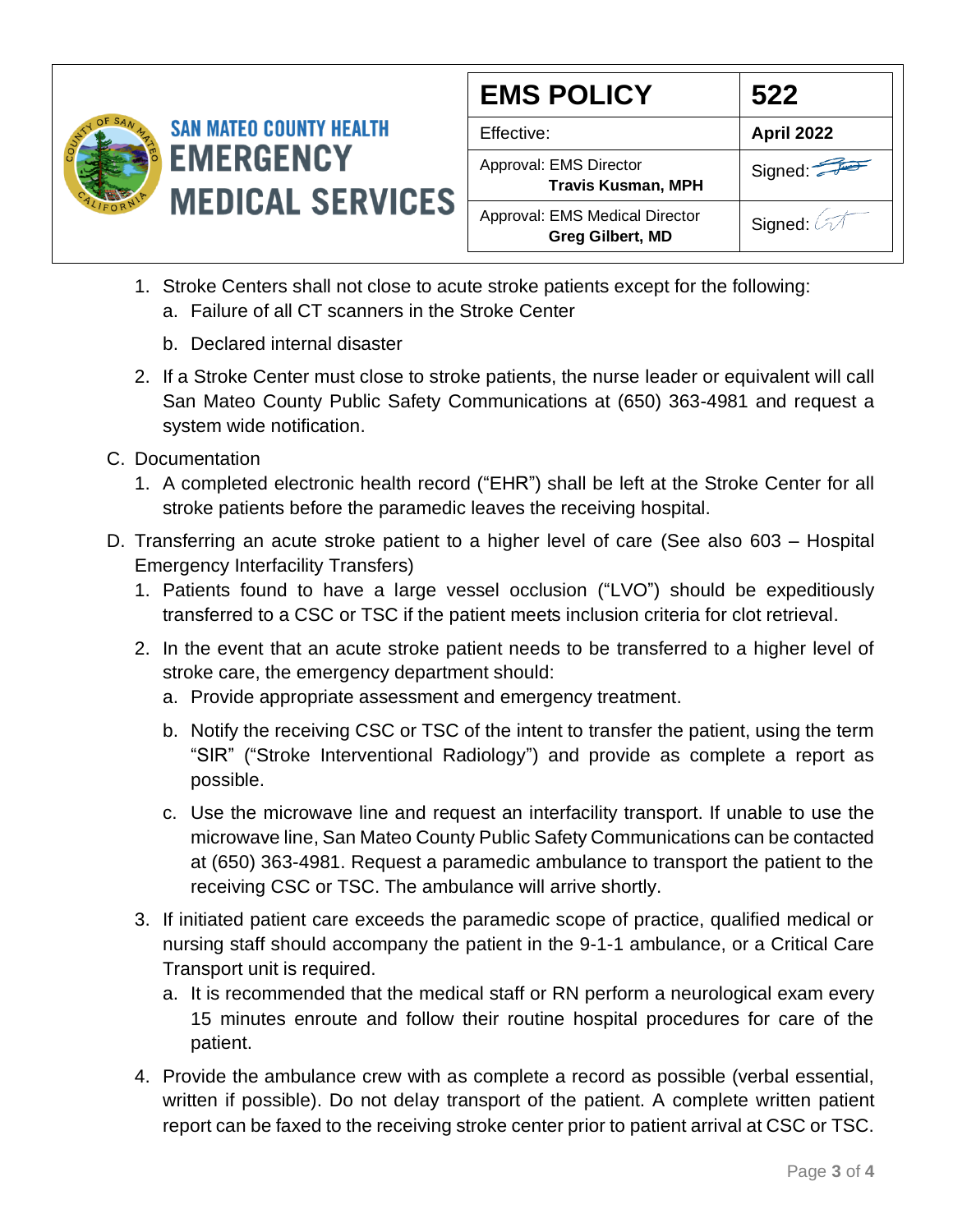1. Stroke Centers shall not close to acute stroke patients except for the following:
   a. Failure of all CT scanners in the Stroke Center
   b. Declared internal disaster
2. If a Stroke Center must close to stroke patients, the nurse leader or equivalent will call San Mateo County Public Safety Communications at (650) 363-4981 and request a system wide notification.

C. Documentation

1. A completed electronic health record ("EHR") shall be left at the Stroke Center for all stroke patients before the paramedic leaves the receiving hospital.

D. Transferring an acute stroke patient to a higher level of care (See also 603 – Hospital Emergency Interfacility Transfers)

1. Patients found to have a large vessel occlusion ("LVO") should be expeditiously transferred to a CSC or TSC if the patient meets inclusion criteria for clot retrieval.
2. In the event that an acute stroke patient needs to be transferred to a higher level of stroke care, the emergency department should:
   a. Provide appropriate assessment and emergency treatment.
   b. Notify the receiving CSC or TSC of the intent to transfer the patient, using the term "SIR" ("Stroke Interventional Radiology") and provide as complete a report as possible.
   c. Use the microwave line and request an interfacility transport. If unable to use the microwave line, San Mateo County Public Safety Communications can be contacted at (650) 363-4981. Request a paramedic ambulance to transport the patient to the receiving CSC or TSC. The ambulance will arrive shortly.
3. If initiated patient care exceeds the paramedic scope of practice, qualified medical or nursing staff should accompany the patient in the 9-1-1 ambulance, or a Critical Care Transport unit is required.
   a. It is recommended that the medical staff or RN perform a neurological exam every 15 minutes enroute and follow their routine hospital procedures for care of the patient.
4. Provide the ambulance crew with as complete a record as possible (verbal essential, written if possible). Do not delay transport of the patient. A complete written patient report can be faxed to the receiving stroke center prior to patient arrival at CSC or TSC.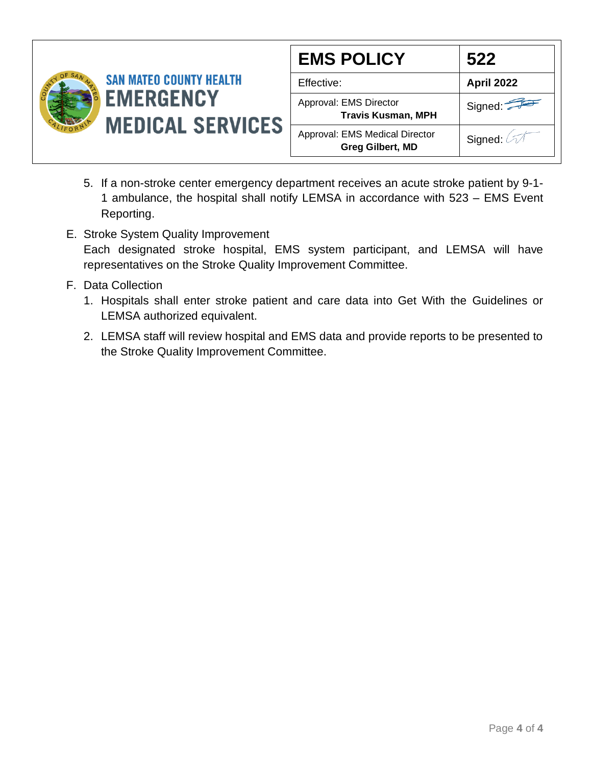5. If a non-stroke center emergency department receives an acute stroke patient by 9-1-1 ambulance, the hospital shall notify LEMSA in accordance with 523 – EMS Event Reporting.

E. Stroke System Quality Improvement

Each designated stroke hospital, EMS system participant, and LEMSA will have representatives on the Stroke Quality Improvement Committee.

F. Data Collection

1. Hospitals shall enter stroke patient and care data into Get With the Guidelines or LEMSA authorized equivalent.
2. LEMSA staff will review hospital and EMS data and provide reports to be presented to the Stroke Quality Improvement Committee.